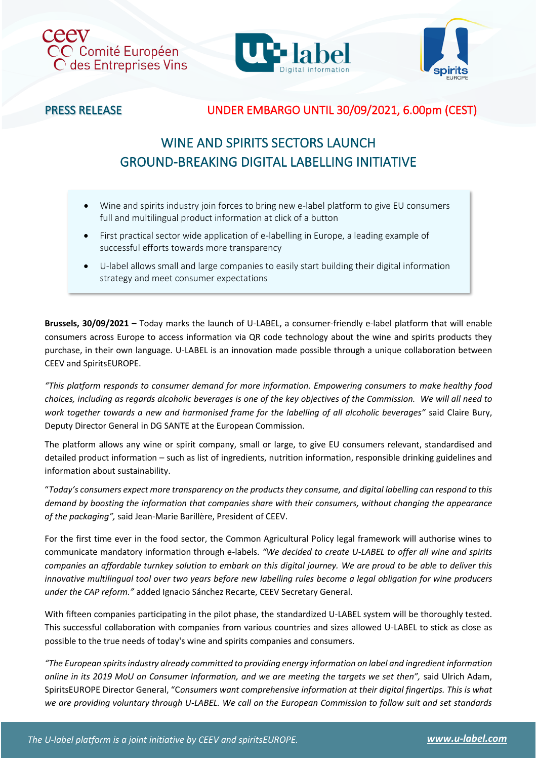PRESS RELEASE

UNDER EMBARGO UNTIL 30/09/2021, 6.00pm (CEST)

# WINE AND SPIRITS SECTORS LAUNCH GROUND-BREAKING DIGITAL LABELLING INITIATIVE

- Wine and spirits industry join forces to bring new e-label platform to give EU consumers full and multilingual product information at click of a button
- First practical sector wide application of e-labelling in Europe, a leading example of successful efforts towards more transparency
- U-label allows small and large companies to easily start building their digital information strategy and meet consumer expectations

**Brussels, 30/09/2021 –** Today marks the launch of U-LABEL, a consumer-friendly e-label platform that will enable consumers across Europe to access information via QR code technology about the wine and spirits products they purchase, in their own language. U-LABEL is an innovation made possible through a unique collaboration between CEEV and SpiritsEUROPE.

*"This platform responds to consumer demand for more information. Empowering consumers to make healthy food choices, including as regards alcoholic beverages is one of the key objectives of the Commission. We will all need to work together towards a new and harmonised frame for the labelling of all alcoholic beverages"* said Claire Bury, Deputy Director General in DG SANTE at the European Commission.

The platform allows any wine or spirit company, small or large, to give EU consumers relevant, standardised and detailed product information – such as list of ingredients, nutrition information, responsible drinking guidelines and information about sustainability.

"*Today's consumers expect more transparency on the products they consume, and digital labelling can respond to this demand by boosting the information that companies share with their consumers, without changing the appearance of the packaging",* said Jean-Marie Barillère, President of CEEV.

For the first time ever in the food sector, the Common Agricultural Policy legal framework will authorise wines to communicate mandatory information through e-labels. *"We decided to create U-LABEL to offer all wine and spirits companies an affordable turnkey solution to embark on this digital journey. We are proud to be able to deliver this innovative multilingual tool over two years before new labelling rules become a legal obligation for wine producers under the CAP reform."* added Ignacio Sánchez Recarte, CEEV Secretary General.

With fifteen companies participating in the pilot phase, the standardized U-LABEL system will be thoroughly tested. This successful collaboration with companies from various countries and sizes allowed U-LABEL to stick as close as possible to the true needs of today's wine and spirits companies and consumers.

*"The European spirits industry already committed to providing energy information on label and ingredient information online in its 2019 MoU on Consumer Information, and we are meeting the targets we set then",* said Ulrich Adam, SpiritsEUROPE Director General, "C*onsumers want comprehensive information at their digital fingertips. This is what we are providing voluntary through U-LABEL. We call on the European Commission to follow suit and set standards*

*The U-label platform is a joint initiative by CEEV and spiritsEUROPE.* **www.u-label.com**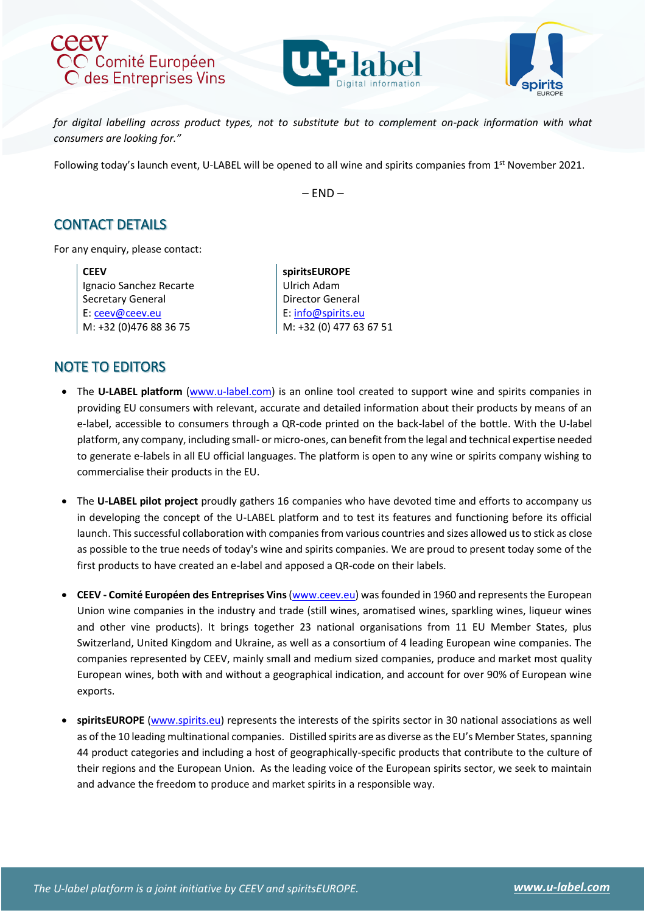*for digital labelling across product types, not to substitute but to complement on-pack information with what consumers are looking for."*

Following today's launch event, U-LABEL will be opened to all wine and spirits companies from 1st November 2021.

– END –

## CONTACT DETAILS

For any enquiry, please contact:

**CEEV**
Ignacio Sanchez Recarte
Secretary General
E: ceev@ceev.eu
M: +32 (0)476 88 36 75

**spiritsEUROPE**
Ulrich Adam
Director General
E: info@spirits.eu
M: +32 (0) 477 63 67 51

## NOTE TO EDITORS

- The **U-LABEL platform** (www.u-label.com) is an online tool created to support wine and spirits companies in providing EU consumers with relevant, accurate and detailed information about their products by means of an e-label, accessible to consumers through a QR-code printed on the back-label of the bottle. With the U-label platform, any company, including small- or micro-ones, can benefit from the legal and technical expertise needed to generate e-labels in all EU official languages. The platform is open to any wine or spirits company wishing to commercialise their products in the EU.

- The **U-LABEL pilot project** proudly gathers 16 companies who have devoted time and efforts to accompany us in developing the concept of the U-LABEL platform and to test its features and functioning before its official launch. This successful collaboration with companies from various countries and sizes allowed us to stick as close as possible to the true needs of today's wine and spirits companies. We are proud to present today some of the first products to have created an e-label and apposed a QR-code on their labels.

- **CEEV - Comité Européen des Entreprises Vins** (www.ceev.eu) was founded in 1960 and represents the European Union wine companies in the industry and trade (still wines, aromatised wines, sparkling wines, liqueur wines and other vine products). It brings together 23 national organisations from 11 EU Member States, plus Switzerland, United Kingdom and Ukraine, as well as a consortium of 4 leading European wine companies. The companies represented by CEEV, mainly small and medium sized companies, produce and market most quality European wines, both with and without a geographical indication, and account for over 90% of European wine exports.

- **spiritsEUROPE** (www.spirits.eu) represents the interests of the spirits sector in 30 national associations as well as of the 10 leading multinational companies. Distilled spirits are as diverse as the EU's Member States, spanning 44 product categories and including a host of geographically-specific products that contribute to the culture of their regions and the European Union. As the leading voice of the European spirits sector, we seek to maintain and advance the freedom to produce and market spirits in a responsible way.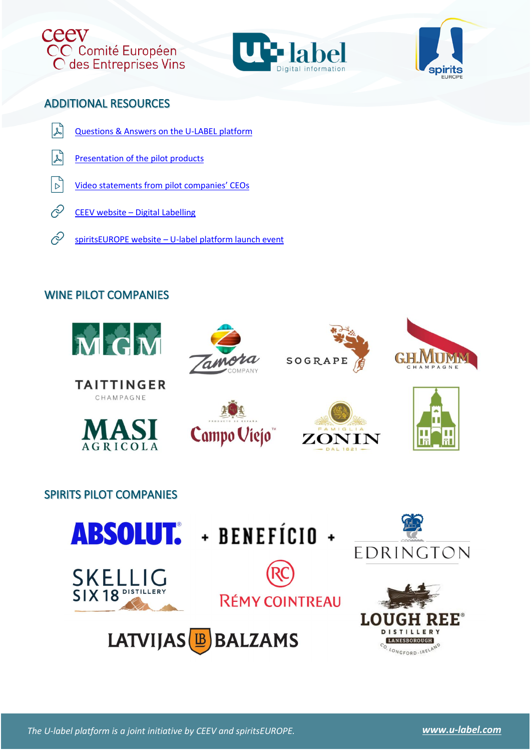## ADDITIONAL RESOURCES

- Questions & Answers on the U-LABEL platform
- Presentation of the pilot products
- Video statements from pilot companies' CEOs
- CEEV website – Digital Labelling
- spiritsEUROPE website – U-label platform launch event

## WINE PILOT COMPANIES

MGM

Zamora COMPANY

SOGRAPE

G.H.MUMM CHAMPAGNE

TAITTINGER CHAMPAGNE

MASI AGRICOLA

Campo Viejo

FAMIGLIA ZONIN DAL 1821

## SPIRITS PILOT COMPANIES

ABSOLUT.

+ BENEFÍCIO +

EDRINGTON

SKELLIG SIX 18 DISTILLERY

RÉMY COINTREAU

LOUGH REE DISTILLERY LANESBOROUGH CO. LONGFORD - IRELAND

LATVIJAS BALZAMS

*The U-label platform is a joint initiative by CEEV and spiritsEUROPE.*

**www.u-label.com**